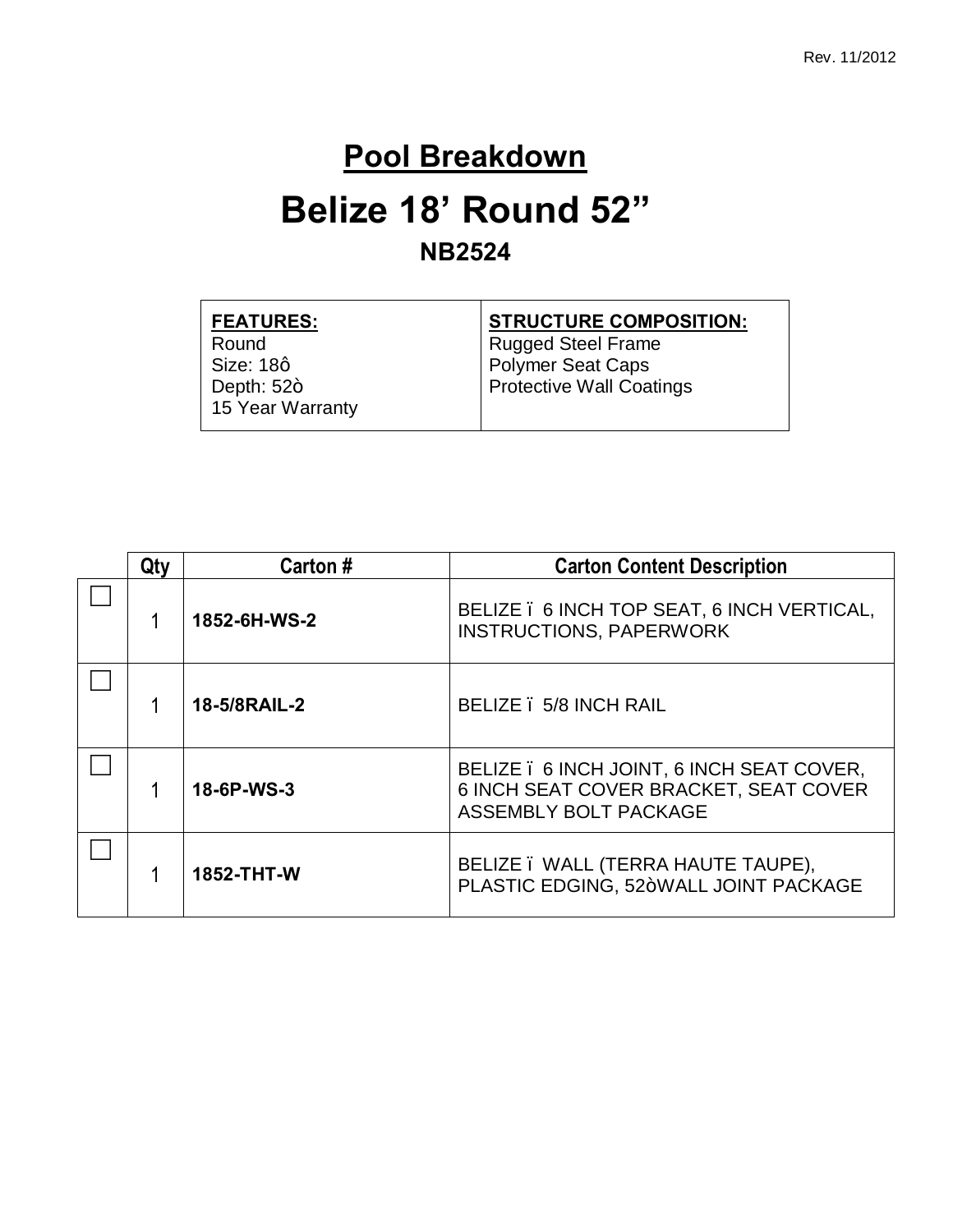Rev. 11/2012

# Pool Breakdown

# Belize 18’ Round 52”

## NB2524

| **FEATURES:** | **STRUCTURE COMPOSITION:** |
|---|---|
| Round<br>Size: 18ô<br>Depth: 52ò<br>15 Year Warranty | Rugged Steel Frame<br>Polymer Seat Caps<br>Protective Wall Coatings |

| | Qty | Carton # | Carton Content Description |
|---|---|---|---|
| ☐ | 1 | **1852-6H-WS-2** | BELIZE ï 6 INCH TOP SEAT, 6 INCH VERTICAL, INSTRUCTIONS, PAPERWORK |
| ☐ | 1 | **18-5/8RAIL-2** | BELIZE ï 5/8 INCH RAIL |
| ☐ | 1 | **18-6P-WS-3** | BELIZE ï 6 INCH JOINT, 6 INCH SEAT COVER, 6 INCH SEAT COVER BRACKET, SEAT COVER ASSEMBLY BOLT PACKAGE |
| ☐ | 1 | **1852-THT-W** | BELIZE ï WALL (TERRA HAUTE TAUPE), PLASTIC EDGING, 52òWALL JOINT PACKAGE |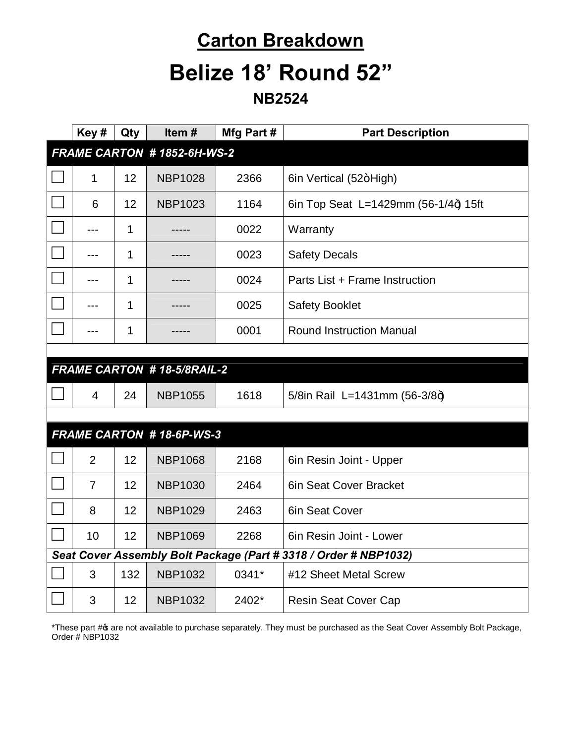# Carton Breakdown

# Belize 18' Round 52"

### NB2524

| | Key # | Qty | Item # | Mfg Part # | Part Description |
|---|---|---|---|---|---|
| ***FRAME CARTON # 1852-6H-WS-2*** | | | | | |
| ☐ | 1 | 12 | NBP1028 | 2366 | 6in Vertical (52òHigh) |
| ☐ | 6 | 12 | NBP1023 | 1164 | 6in Top Seat L=1429mm (56-1/4ö) 15ft |
| ☐ | --- | 1 | ----- | 0022 | Warranty |
| ☐ | --- | 1 | ----- | 0023 | Safety Decals |
| ☐ | --- | 1 | ----- | 0024 | Parts List + Frame Instruction |
| ☐ | --- | 1 | ----- | 0025 | Safety Booklet |
| ☐ | --- | 1 | ----- | 0001 | Round Instruction Manual |
| | | | | | |
| ***FRAME CARTON # 18-5/8RAIL-2*** | | | | | |
| ☐ | 4 | 24 | NBP1055 | 1618 | 5/8in Rail L=1431mm (56-3/8ö) |
| | | | | | |
| ***FRAME CARTON # 18-6P-WS-3*** | | | | | |
| ☐ | 2 | 12 | NBP1068 | 2168 | 6in Resin Joint - Upper |
| ☐ | 7 | 12 | NBP1030 | 2464 | 6in Seat Cover Bracket |
| ☐ | 8 | 12 | NBP1029 | 2463 | 6in Seat Cover |
| ☐ | 10 | 12 | NBP1069 | 2268 | 6in Resin Joint - Lower |
| ***Seat Cover Assembly Bolt Package (Part # 3318 / Order # NBP1032)*** | | | | | |
| ☐ | 3 | 132 | NBP1032 | 0341* | #12 Sheet Metal Screw |
| ☐ | 3 | 12 | NBP1032 | 2402* | Resin Seat Cover Cap |

*These part #ö are not available to purchase separately. They must be purchased as the Seat Cover Assembly Bolt Package, Order # NBP1032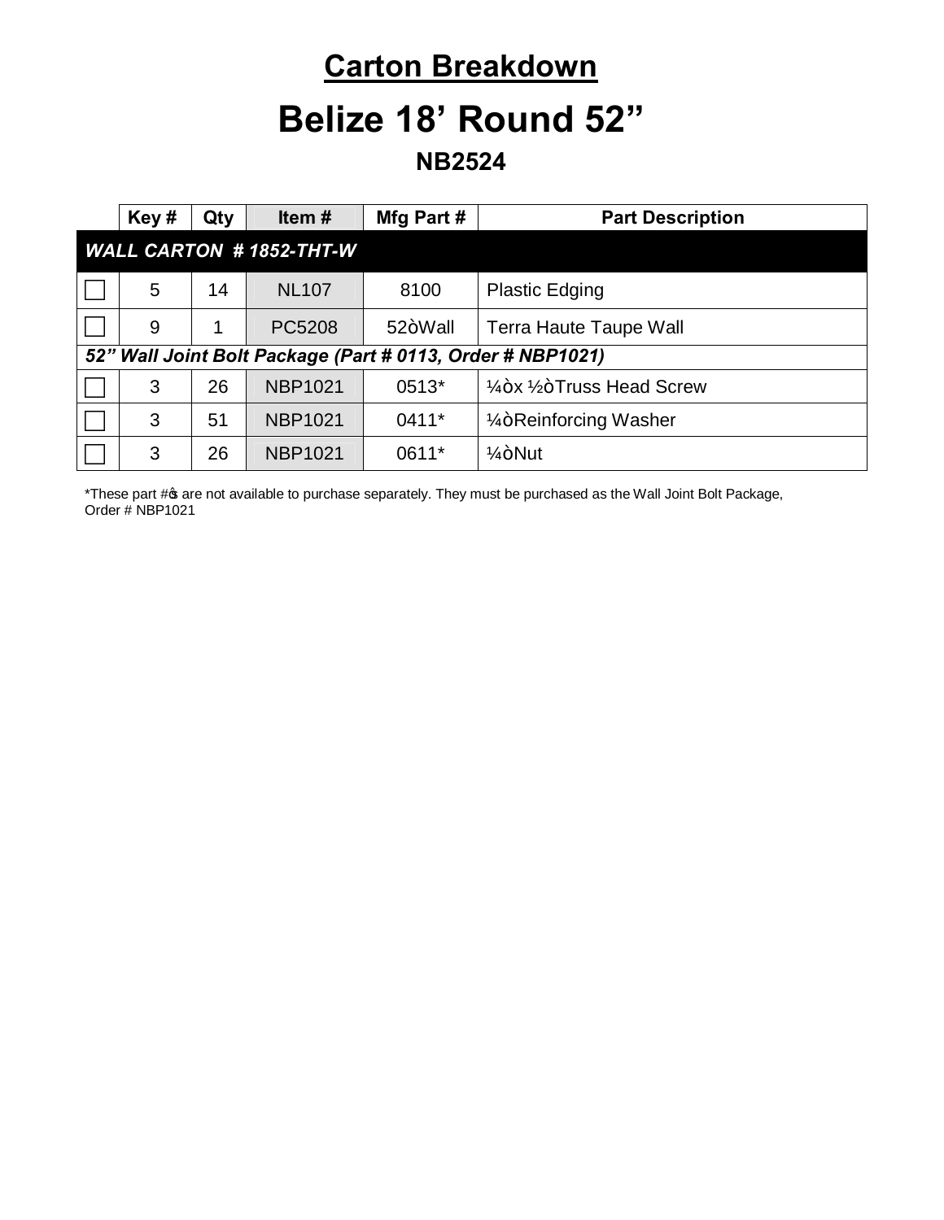# Carton Breakdown

# Belize 18' Round 52"

## NB2524

| | Key # | Qty | Item # | Mfg Part # | Part Description |
|---|---|---|---|---|---|
| ***WALL CARTON # 1852-THT-W*** | | | | | |
| ☐ | 5 | 14 | NL107 | 8100 | Plastic Edging |
| ☐ | 9 | 1 | PC5208 | 52ò Wall | Terra Haute Taupe Wall |
| ***52" Wall Joint Bolt Package (Part # 0113, Order # NBP1021)*** | | | | | |
| ☐ | 3 | 26 | NBP1021 | 0513* | ¼ò x ½ò Truss Head Screw |
| ☐ | 3 | 51 | NBP1021 | 0411* | ¼ò Reinforcing Washer |
| ☐ | 3 | 26 | NBP1021 | 0611* | ¼ò Nut |

*These part #ɸs are not available to purchase separately. They must be purchased as the Wall Joint Bolt Package, Order # NBP1021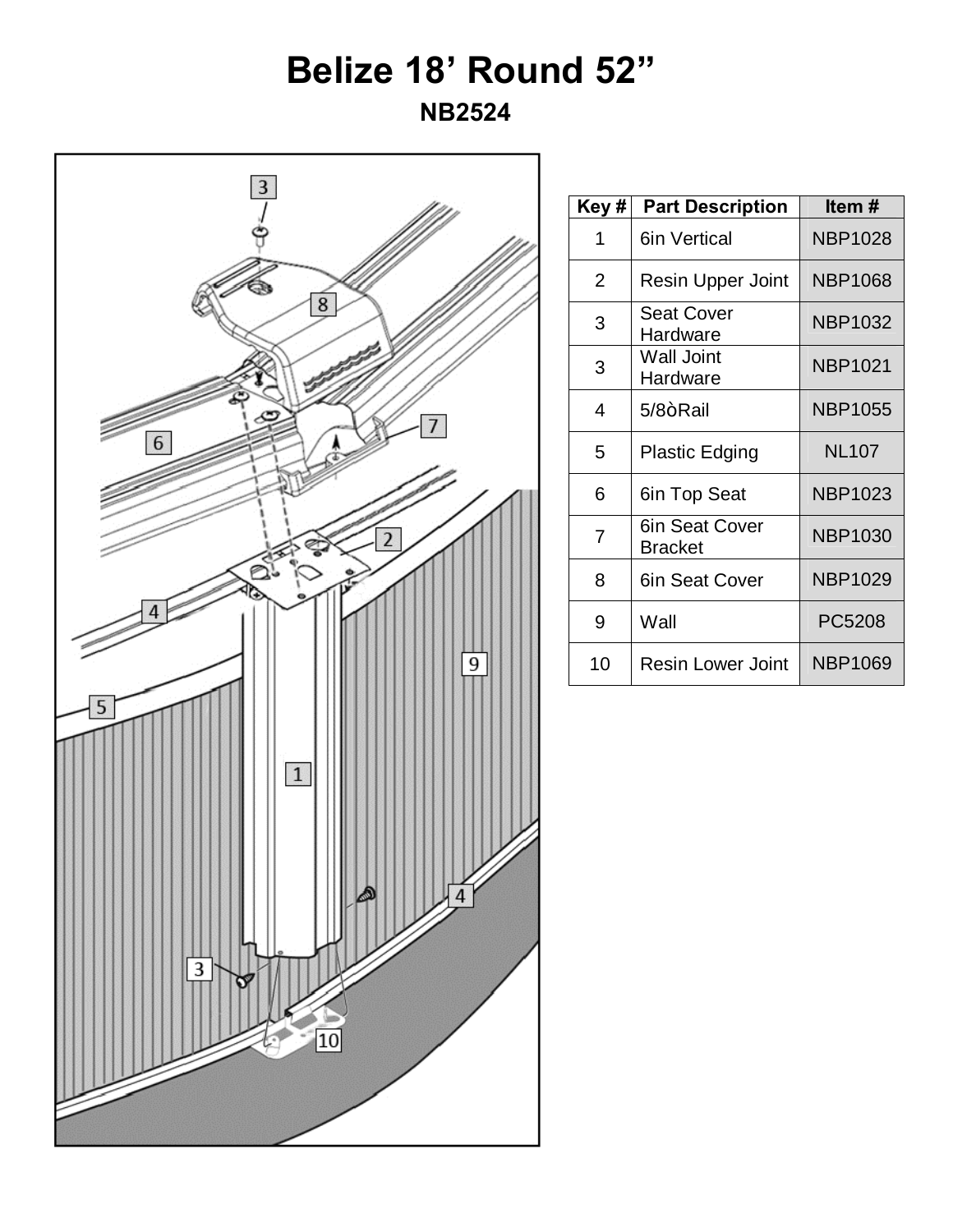# Belize 18' Round 52"

## NB2524

| Key # | Part Description | Item # |
|---|---|---|
| 1 | 6in Vertical | NBP1028 |
| 2 | Resin Upper Joint | NBP1068 |
| 3 | Seat Cover Hardware | NBP1032 |
| 3 | Wall Joint Hardware | NBP1021 |
| 4 | 5/8ò Rail | NBP1055 |
| 5 | Plastic Edging | NL107 |
| 6 | 6in Top Seat | NBP1023 |
| 7 | 6in Seat Cover Bracket | NBP1030 |
| 8 | 6in Seat Cover | NBP1029 |
| 9 | Wall | PC5208 |
| 10 | Resin Lower Joint | NBP1069 |